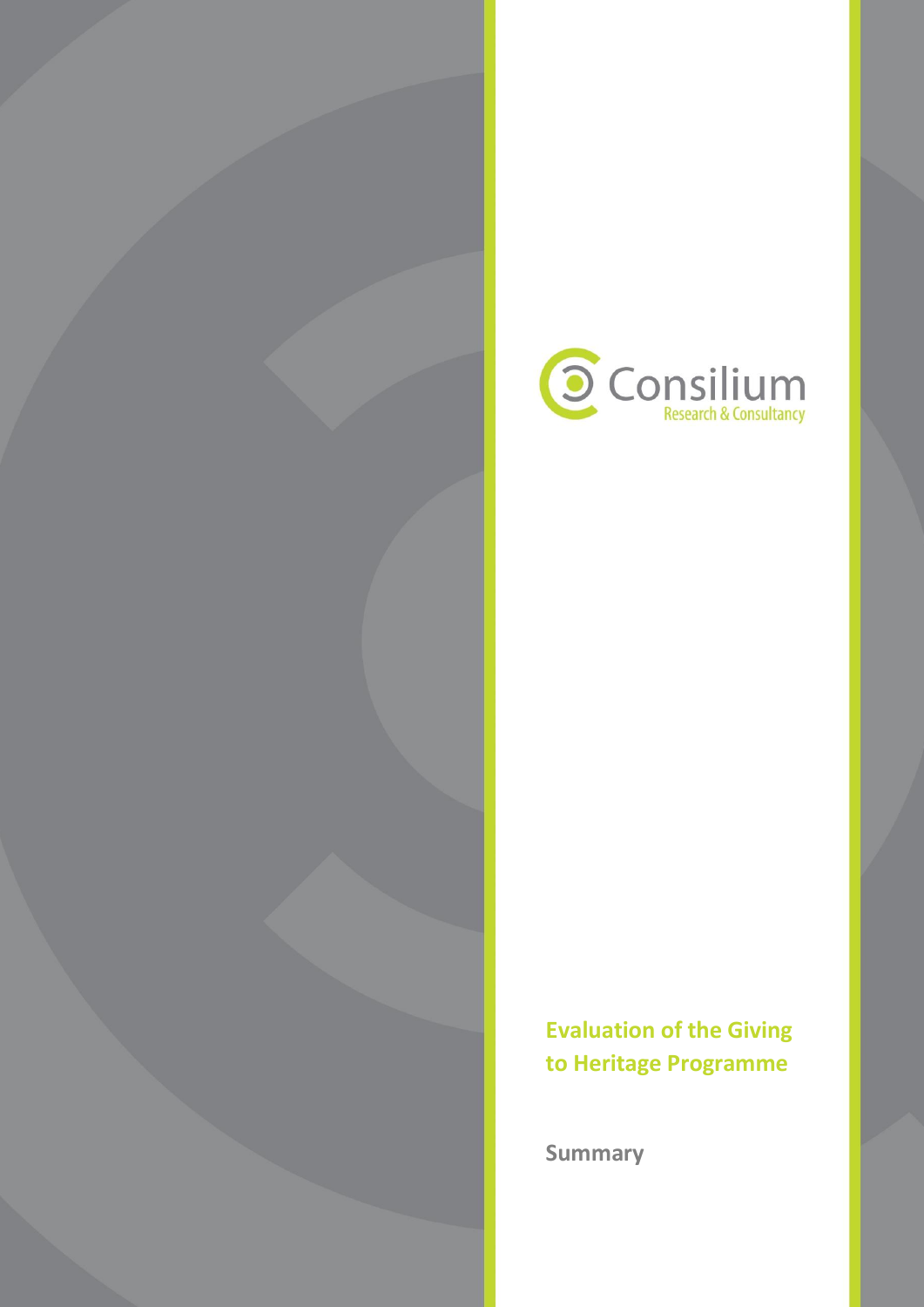Consilium

Research & Consultancy

# Evaluation of the Giving to Heritage Programme

## Summary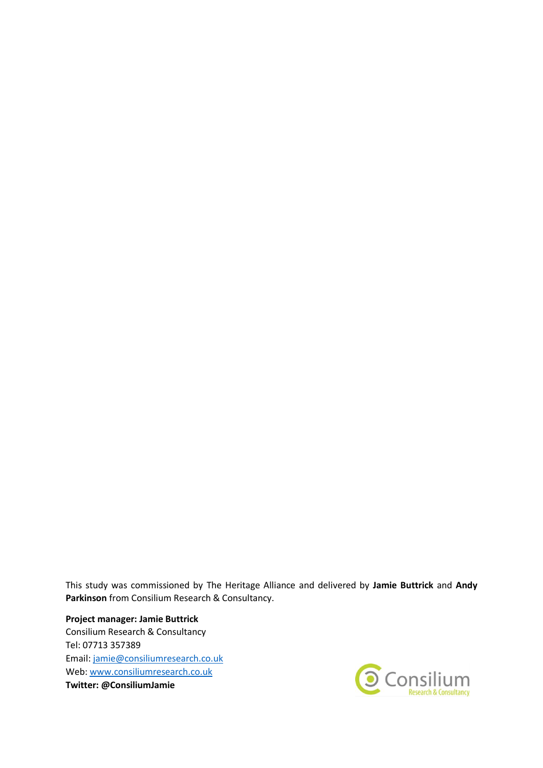This study was commissioned by The Heritage Alliance and delivered by **Jamie Buttrick** and **Andy Parkinson** from Consilium Research & Consultancy.

**Project manager: Jamie Buttrick**
Consilium Research & Consultancy
Tel: 07713 357389
Email: jamie@consiliumresearch.co.uk
Web: www.consiliumresearch.co.uk
**Twitter: @ConsiliumJamie**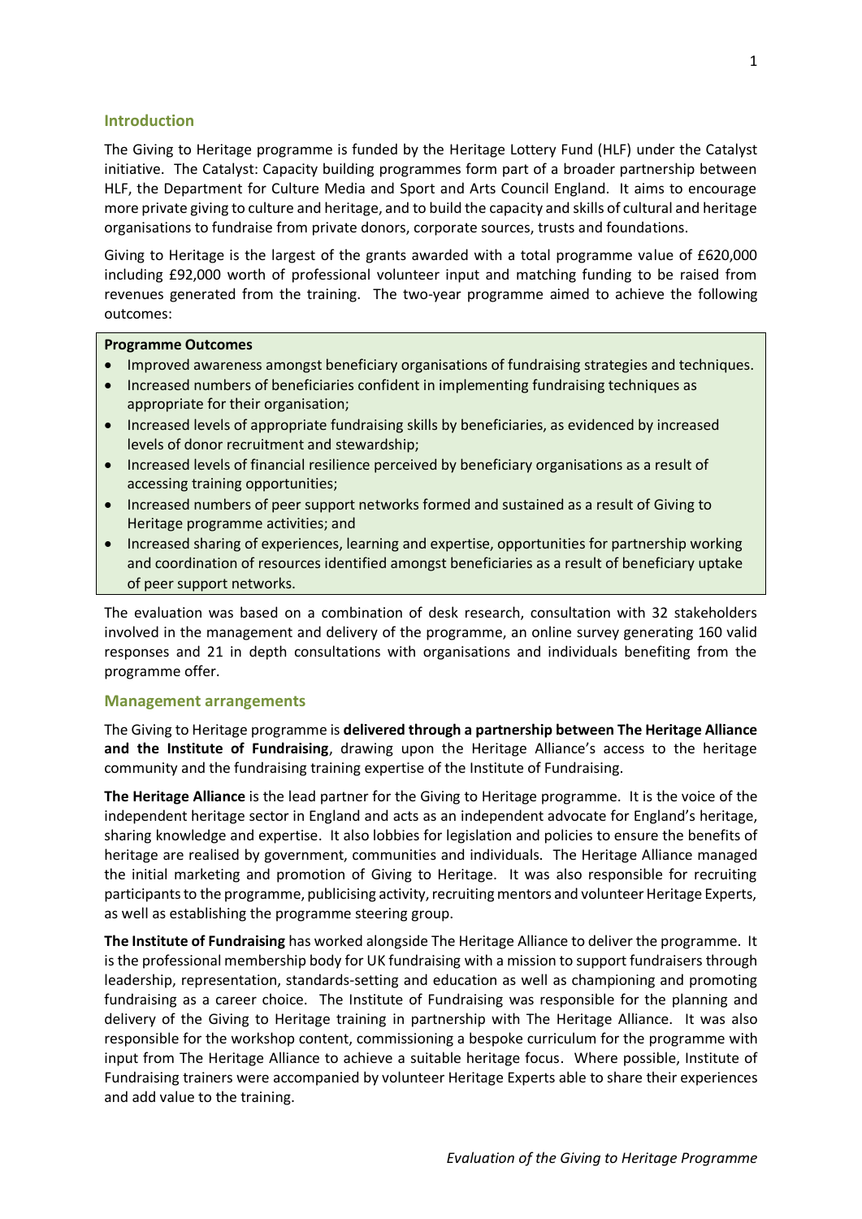## Introduction

The Giving to Heritage programme is funded by the Heritage Lottery Fund (HLF) under the Catalyst initiative. The Catalyst: Capacity building programmes form part of a broader partnership between HLF, the Department for Culture Media and Sport and Arts Council England. It aims to encourage more private giving to culture and heritage, and to build the capacity and skills of cultural and heritage organisations to fundraise from private donors, corporate sources, trusts and foundations.

Giving to Heritage is the largest of the grants awarded with a total programme value of £620,000 including £92,000 worth of professional volunteer input and matching funding to be raised from revenues generated from the training. The two-year programme aimed to achieve the following outcomes:

**Programme Outcomes**

- Improved awareness amongst beneficiary organisations of fundraising strategies and techniques.
- Increased numbers of beneficiaries confident in implementing fundraising techniques as appropriate for their organisation;
- Increased levels of appropriate fundraising skills by beneficiaries, as evidenced by increased levels of donor recruitment and stewardship;
- Increased levels of financial resilience perceived by beneficiary organisations as a result of accessing training opportunities;
- Increased numbers of peer support networks formed and sustained as a result of Giving to Heritage programme activities; and
- Increased sharing of experiences, learning and expertise, opportunities for partnership working and coordination of resources identified amongst beneficiaries as a result of beneficiary uptake of peer support networks.

The evaluation was based on a combination of desk research, consultation with 32 stakeholders involved in the management and delivery of the programme, an online survey generating 160 valid responses and 21 in depth consultations with organisations and individuals benefiting from the programme offer.

## Management arrangements

The Giving to Heritage programme is **delivered through a partnership between The Heritage Alliance and the Institute of Fundraising**, drawing upon the Heritage Alliance's access to the heritage community and the fundraising training expertise of the Institute of Fundraising.

**The Heritage Alliance** is the lead partner for the Giving to Heritage programme. It is the voice of the independent heritage sector in England and acts as an independent advocate for England's heritage, sharing knowledge and expertise. It also lobbies for legislation and policies to ensure the benefits of heritage are realised by government, communities and individuals. The Heritage Alliance managed the initial marketing and promotion of Giving to Heritage. It was also responsible for recruiting participants to the programme, publicising activity, recruiting mentors and volunteer Heritage Experts, as well as establishing the programme steering group.

**The Institute of Fundraising** has worked alongside The Heritage Alliance to deliver the programme. It is the professional membership body for UK fundraising with a mission to support fundraisers through leadership, representation, standards-setting and education as well as championing and promoting fundraising as a career choice. The Institute of Fundraising was responsible for the planning and delivery of the Giving to Heritage training in partnership with The Heritage Alliance. It was also responsible for the workshop content, commissioning a bespoke curriculum for the programme with input from The Heritage Alliance to achieve a suitable heritage focus. Where possible, Institute of Fundraising trainers were accompanied by volunteer Heritage Experts able to share their experiences and add value to the training.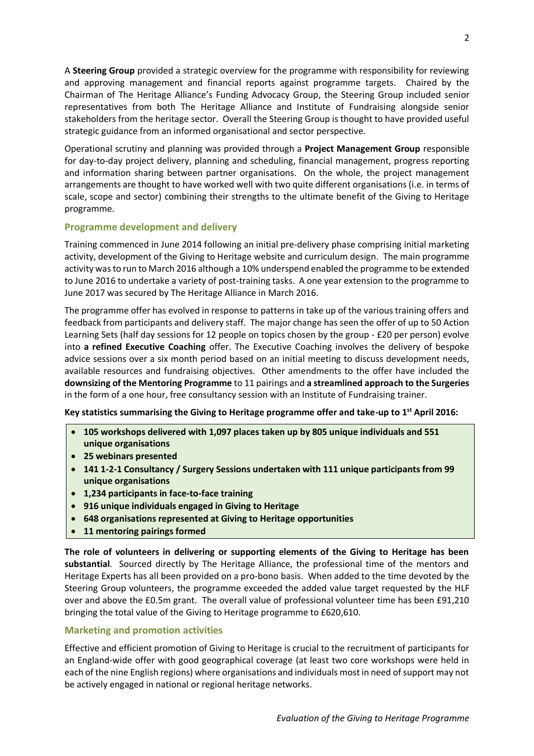A **Steering Group** provided a strategic overview for the programme with responsibility for reviewing and approving management and financial reports against programme targets. Chaired by the Chairman of The Heritage Alliance's Funding Advocacy Group, the Steering Group included senior representatives from both The Heritage Alliance and Institute of Fundraising alongside senior stakeholders from the heritage sector. Overall the Steering Group is thought to have provided useful strategic guidance from an informed organisational and sector perspective.

Operational scrutiny and planning was provided through a **Project Management Group** responsible for day-to-day project delivery, planning and scheduling, financial management, progress reporting and information sharing between partner organisations. On the whole, the project management arrangements are thought to have worked well with two quite different organisations (i.e. in terms of scale, scope and sector) combining their strengths to the ultimate benefit of the Giving to Heritage programme.

### Programme development and delivery

Training commenced in June 2014 following an initial pre-delivery phase comprising initial marketing activity, development of the Giving to Heritage website and curriculum design. The main programme activity was to run to March 2016 although a 10% underspend enabled the programme to be extended to June 2016 to undertake a variety of post-training tasks. A one year extension to the programme to June 2017 was secured by The Heritage Alliance in March 2016.

The programme offer has evolved in response to patterns in take up of the various training offers and feedback from participants and delivery staff. The major change has seen the offer of up to 50 Action Learning Sets (half day sessions for 12 people on topics chosen by the group - £20 per person) evolve into **a refined Executive Coaching** offer. The Executive Coaching involves the delivery of bespoke advice sessions over a six month period based on an initial meeting to discuss development needs, available resources and fundraising objectives. Other amendments to the offer have included the **downsizing of the Mentoring Programme** to 11 pairings and **a streamlined approach to the Surgeries** in the form of a one hour, free consultancy session with an Institute of Fundraising trainer.

**Key statistics summarising the Giving to Heritage programme offer and take-up to 1st April 2016:**

- **105 workshops delivered with 1,097 places taken up by 805 unique individuals and 551 unique organisations**
- **25 webinars presented**
- **141 1-2-1 Consultancy / Surgery Sessions undertaken with 111 unique participants from 99 unique organisations**
- **1,234 participants in face-to-face training**
- **916 unique individuals engaged in Giving to Heritage**
- **648 organisations represented at Giving to Heritage opportunities**
- **11 mentoring pairings formed**

**The role of volunteers in delivering or supporting elements of the Giving to Heritage has been substantial**. Sourced directly by The Heritage Alliance, the professional time of the mentors and Heritage Experts has all been provided on a pro-bono basis. When added to the time devoted by the Steering Group volunteers, the programme exceeded the added value target requested by the HLF over and above the £0.5m grant. The overall value of professional volunteer time has been £91,210 bringing the total value of the Giving to Heritage programme to £620,610.

### Marketing and promotion activities

Effective and efficient promotion of Giving to Heritage is crucial to the recruitment of participants for an England-wide offer with good geographical coverage (at least two core workshops were held in each of the nine English regions) where organisations and individuals most in need of support may not be actively engaged in national or regional heritage networks.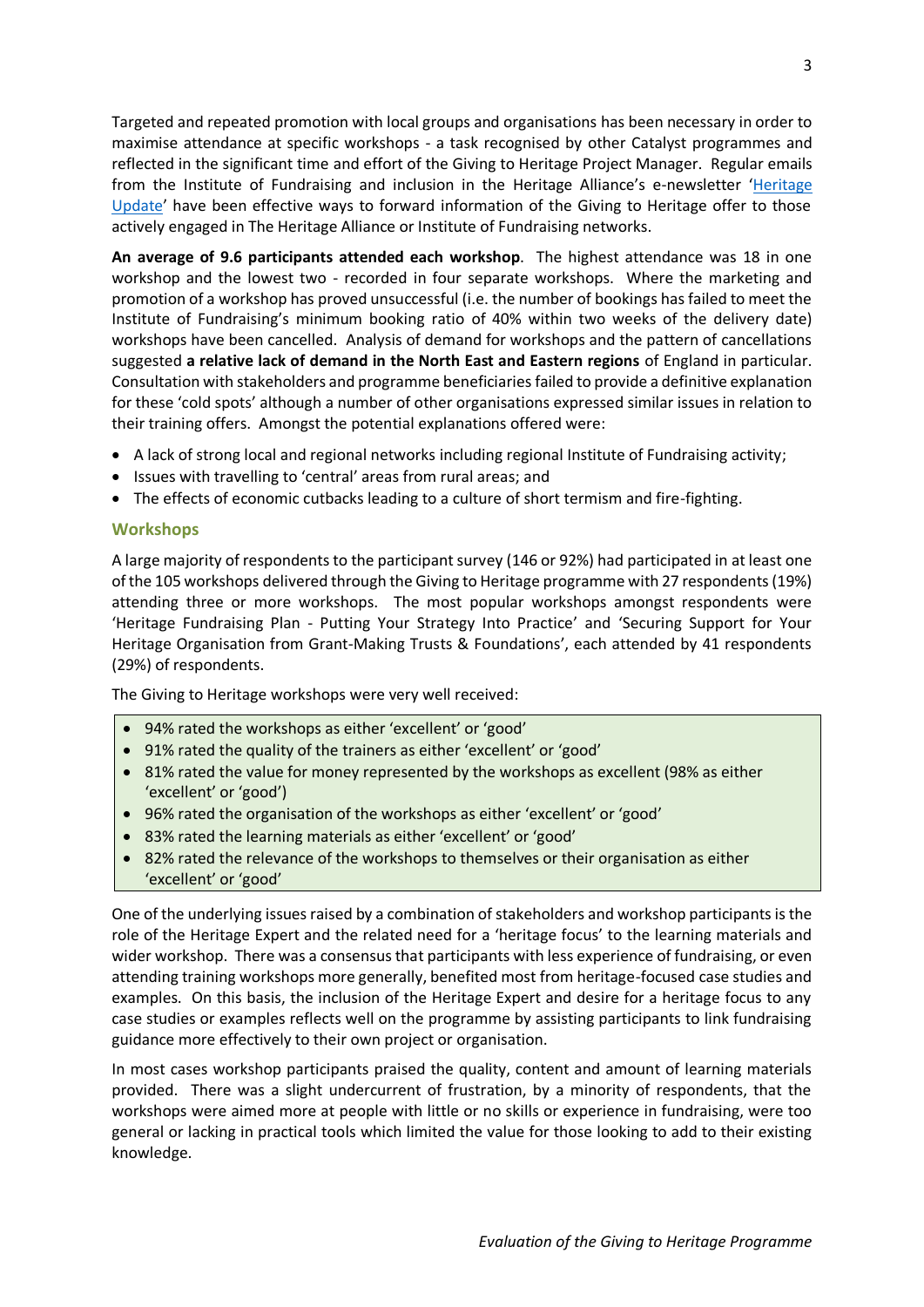Targeted and repeated promotion with local groups and organisations has been necessary in order to maximise attendance at specific workshops - a task recognised by other Catalyst programmes and reflected in the significant time and effort of the Giving to Heritage Project Manager. Regular emails from the Institute of Fundraising and inclusion in the Heritage Alliance's e-newsletter 'Heritage Update' have been effective ways to forward information of the Giving to Heritage offer to those actively engaged in The Heritage Alliance or Institute of Fundraising networks.

**An average of 9.6 participants attended each workshop**. The highest attendance was 18 in one workshop and the lowest two - recorded in four separate workshops. Where the marketing and promotion of a workshop has proved unsuccessful (i.e. the number of bookings has failed to meet the Institute of Fundraising's minimum booking ratio of 40% within two weeks of the delivery date) workshops have been cancelled. Analysis of demand for workshops and the pattern of cancellations suggested **a relative lack of demand in the North East and Eastern regions** of England in particular. Consultation with stakeholders and programme beneficiaries failed to provide a definitive explanation for these 'cold spots' although a number of other organisations expressed similar issues in relation to their training offers. Amongst the potential explanations offered were:

- A lack of strong local and regional networks including regional Institute of Fundraising activity;
- Issues with travelling to 'central' areas from rural areas; and
- The effects of economic cutbacks leading to a culture of short termism and fire-fighting.

## Workshops

A large majority of respondents to the participant survey (146 or 92%) had participated in at least one of the 105 workshops delivered through the Giving to Heritage programme with 27 respondents (19%) attending three or more workshops. The most popular workshops amongst respondents were 'Heritage Fundraising Plan - Putting Your Strategy Into Practice' and 'Securing Support for Your Heritage Organisation from Grant-Making Trusts & Foundations', each attended by 41 respondents (29%) of respondents.

The Giving to Heritage workshops were very well received:

- 94% rated the workshops as either 'excellent' or 'good'
- 91% rated the quality of the trainers as either 'excellent' or 'good'
- 81% rated the value for money represented by the workshops as excellent (98% as either 'excellent' or 'good')
- 96% rated the organisation of the workshops as either 'excellent' or 'good'
- 83% rated the learning materials as either 'excellent' or 'good'
- 82% rated the relevance of the workshops to themselves or their organisation as either 'excellent' or 'good'

One of the underlying issues raised by a combination of stakeholders and workshop participants is the role of the Heritage Expert and the related need for a 'heritage focus' to the learning materials and wider workshop. There was a consensus that participants with less experience of fundraising, or even attending training workshops more generally, benefited most from heritage-focused case studies and examples. On this basis, the inclusion of the Heritage Expert and desire for a heritage focus to any case studies or examples reflects well on the programme by assisting participants to link fundraising guidance more effectively to their own project or organisation.

In most cases workshop participants praised the quality, content and amount of learning materials provided. There was a slight undercurrent of frustration, by a minority of respondents, that the workshops were aimed more at people with little or no skills or experience in fundraising, were too general or lacking in practical tools which limited the value for those looking to add to their existing knowledge.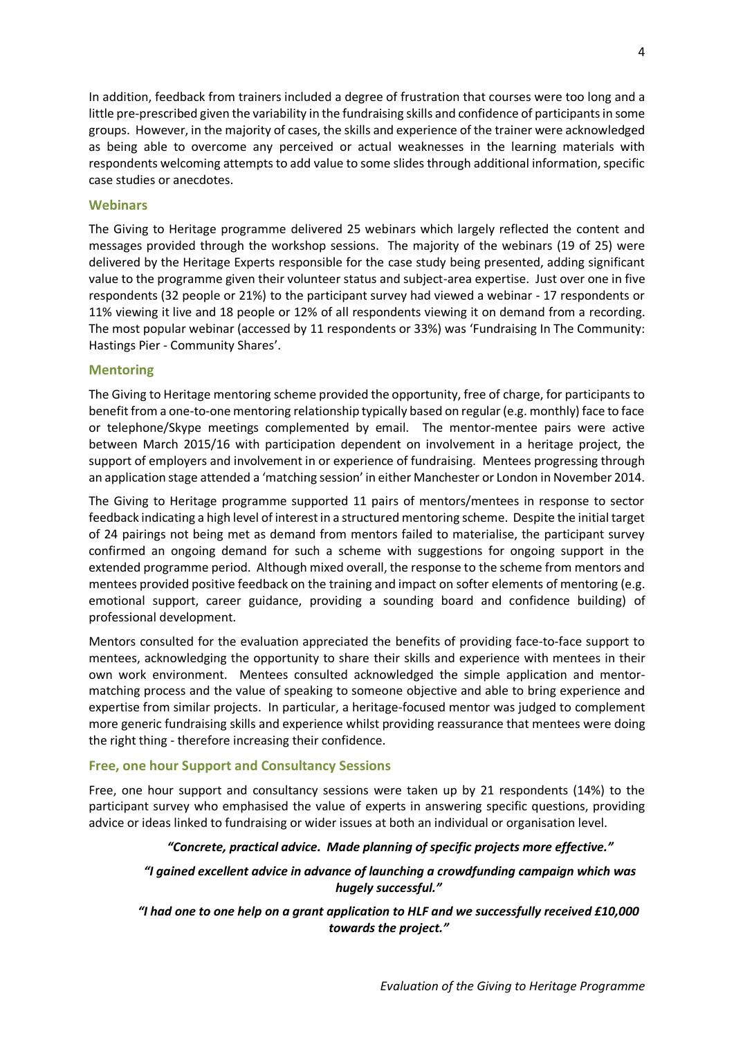In addition, feedback from trainers included a degree of frustration that courses were too long and a little pre-prescribed given the variability in the fundraising skills and confidence of participants in some groups. However, in the majority of cases, the skills and experience of the trainer were acknowledged as being able to overcome any perceived or actual weaknesses in the learning materials with respondents welcoming attempts to add value to some slides through additional information, specific case studies or anecdotes.

### Webinars

The Giving to Heritage programme delivered 25 webinars which largely reflected the content and messages provided through the workshop sessions. The majority of the webinars (19 of 25) were delivered by the Heritage Experts responsible for the case study being presented, adding significant value to the programme given their volunteer status and subject-area expertise. Just over one in five respondents (32 people or 21%) to the participant survey had viewed a webinar - 17 respondents or 11% viewing it live and 18 people or 12% of all respondents viewing it on demand from a recording. The most popular webinar (accessed by 11 respondents or 33%) was 'Fundraising In The Community: Hastings Pier - Community Shares'.

### Mentoring

The Giving to Heritage mentoring scheme provided the opportunity, free of charge, for participants to benefit from a one-to-one mentoring relationship typically based on regular (e.g. monthly) face to face or telephone/Skype meetings complemented by email. The mentor-mentee pairs were active between March 2015/16 with participation dependent on involvement in a heritage project, the support of employers and involvement in or experience of fundraising. Mentees progressing through an application stage attended a 'matching session' in either Manchester or London in November 2014.

The Giving to Heritage programme supported 11 pairs of mentors/mentees in response to sector feedback indicating a high level of interest in a structured mentoring scheme. Despite the initial target of 24 pairings not being met as demand from mentors failed to materialise, the participant survey confirmed an ongoing demand for such a scheme with suggestions for ongoing support in the extended programme period. Although mixed overall, the response to the scheme from mentors and mentees provided positive feedback on the training and impact on softer elements of mentoring (e.g. emotional support, career guidance, providing a sounding board and confidence building) of professional development.

Mentors consulted for the evaluation appreciated the benefits of providing face-to-face support to mentees, acknowledging the opportunity to share their skills and experience with mentees in their own work environment. Mentees consulted acknowledged the simple application and mentor-matching process and the value of speaking to someone objective and able to bring experience and expertise from similar projects. In particular, a heritage-focused mentor was judged to complement more generic fundraising skills and experience whilst providing reassurance that mentees were doing the right thing - therefore increasing their confidence.

### Free, one hour Support and Consultancy Sessions

Free, one hour support and consultancy sessions were taken up by 21 respondents (14%) to the participant survey who emphasised the value of experts in answering specific questions, providing advice or ideas linked to fundraising or wider issues at both an individual or organisation level.

***"Concrete, practical advice. Made planning of specific projects more effective."***

***"I gained excellent advice in advance of launching a crowdfunding campaign which was hugely successful."***

***"I had one to one help on a grant application to HLF and we successfully received £10,000 towards the project."***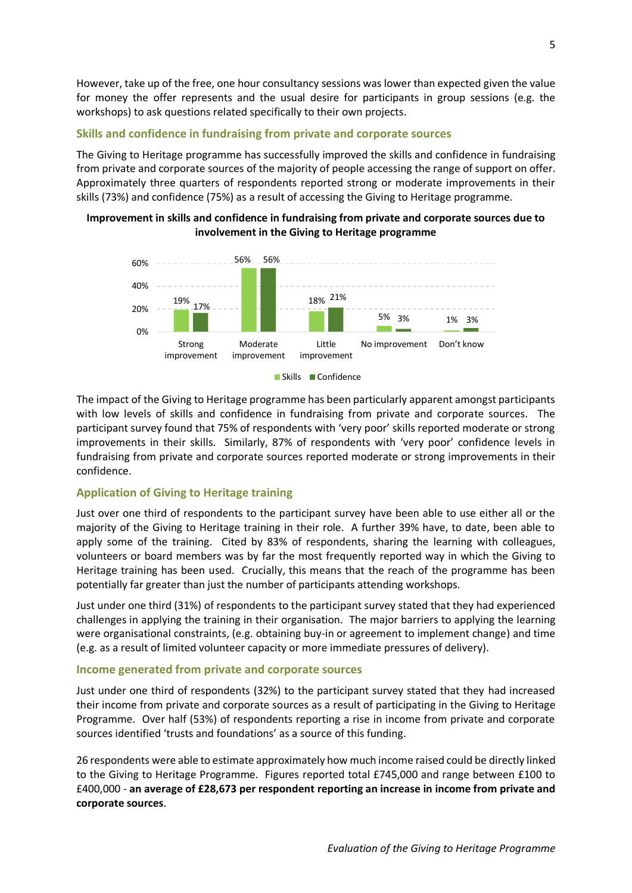However, take up of the free, one hour consultancy sessions was lower than expected given the value for money the offer represents and the usual desire for participants in group sessions (e.g. the workshops) to ask questions related specifically to their own projects.

### Skills and confidence in fundraising from private and corporate sources

The Giving to Heritage programme has successfully improved the skills and confidence in fundraising from private and corporate sources of the majority of people accessing the range of support on offer. Approximately three quarters of respondents reported strong or moderate improvements in their skills (73%) and confidence (75%) as a result of accessing the Giving to Heritage programme.

**Improvement in skills and confidence in fundraising from private and corporate sources due to involvement in the Giving to Heritage programme**

60%
40%
20%
0%

19% 17%
56% 56%
18% 21%
5% 3%
1% 3%

Strong improvement
Moderate improvement
Little improvement
No improvement
Don't know

Skills
Confidence

The impact of the Giving to Heritage programme has been particularly apparent amongst participants with low levels of skills and confidence in fundraising from private and corporate sources. The participant survey found that 75% of respondents with 'very poor' skills reported moderate or strong improvements in their skills. Similarly, 87% of respondents with 'very poor' confidence levels in fundraising from private and corporate sources reported moderate or strong improvements in their confidence.

### Application of Giving to Heritage training

Just over one third of respondents to the participant survey have been able to use either all or the majority of the Giving to Heritage training in their role. A further 39% have, to date, been able to apply some of the training. Cited by 83% of respondents, sharing the learning with colleagues, volunteers or board members was by far the most frequently reported way in which the Giving to Heritage training has been used. Crucially, this means that the reach of the programme has been potentially far greater than just the number of participants attending workshops.

Just under one third (31%) of respondents to the participant survey stated that they had experienced challenges in applying the training in their organisation. The major barriers to applying the learning were organisational constraints, (e.g. obtaining buy-in or agreement to implement change) and time (e.g. as a result of limited volunteer capacity or more immediate pressures of delivery).

### Income generated from private and corporate sources

Just under one third of respondents (32%) to the participant survey stated that they had increased their income from private and corporate sources as a result of participating in the Giving to Heritage Programme. Over half (53%) of respondents reporting a rise in income from private and corporate sources identified 'trusts and foundations' as a source of this funding.

26 respondents were able to estimate approximately how much income raised could be directly linked to the Giving to Heritage Programme. Figures reported total £745,000 and range between £100 to £400,000 - **an average of £28,673 per respondent reporting an increase in income from private and corporate sources**.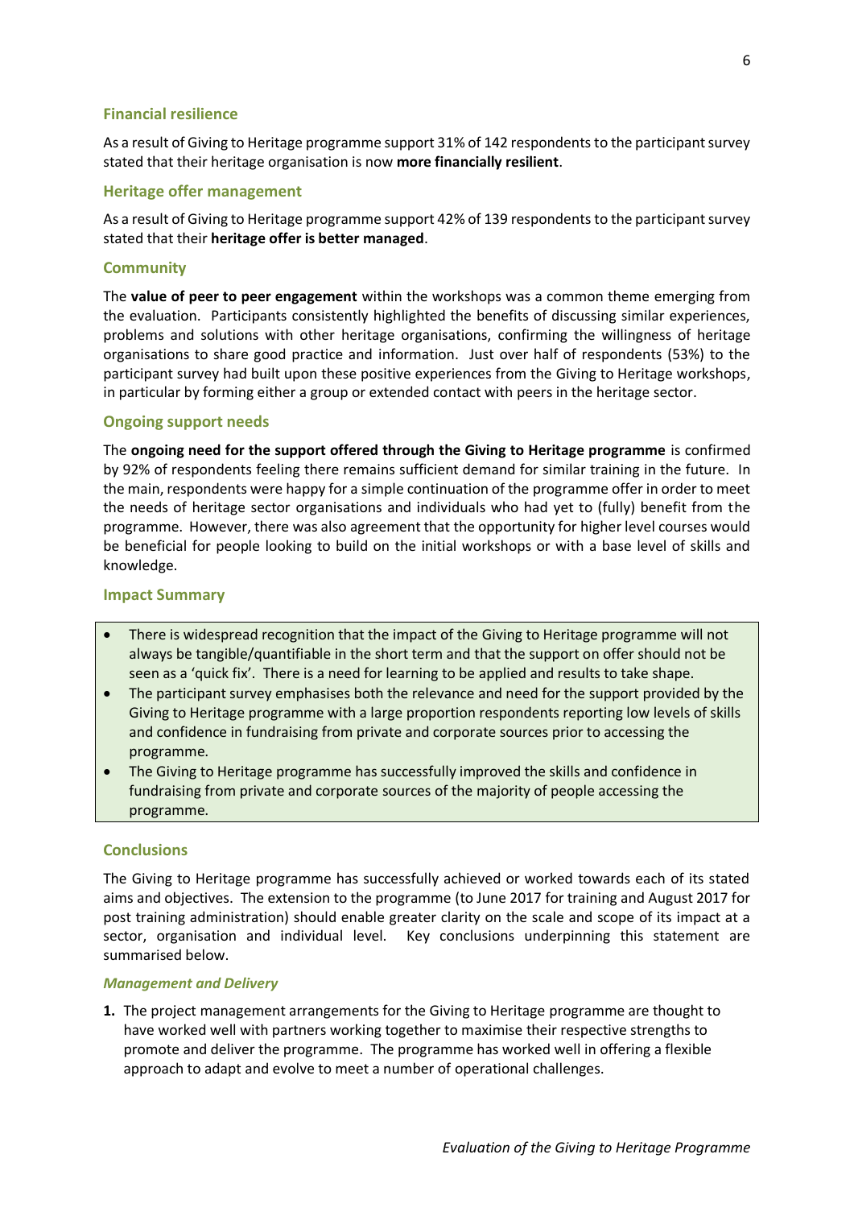### Financial resilience

As a result of Giving to Heritage programme support 31% of 142 respondents to the participant survey stated that their heritage organisation is now **more financially resilient**.

### Heritage offer management

As a result of Giving to Heritage programme support 42% of 139 respondents to the participant survey stated that their **heritage offer is better managed**.

### Community

The **value of peer to peer engagement** within the workshops was a common theme emerging from the evaluation. Participants consistently highlighted the benefits of discussing similar experiences, problems and solutions with other heritage organisations, confirming the willingness of heritage organisations to share good practice and information. Just over half of respondents (53%) to the participant survey had built upon these positive experiences from the Giving to Heritage workshops, in particular by forming either a group or extended contact with peers in the heritage sector.

### Ongoing support needs

The **ongoing need for the support offered through the Giving to Heritage programme** is confirmed by 92% of respondents feeling there remains sufficient demand for similar training in the future. In the main, respondents were happy for a simple continuation of the programme offer in order to meet the needs of heritage sector organisations and individuals who had yet to (fully) benefit from the programme. However, there was also agreement that the opportunity for higher level courses would be beneficial for people looking to build on the initial workshops or with a base level of skills and knowledge.

### Impact Summary

- There is widespread recognition that the impact of the Giving to Heritage programme will not always be tangible/quantifiable in the short term and that the support on offer should not be seen as a 'quick fix'. There is a need for learning to be applied and results to take shape.
- The participant survey emphasises both the relevance and need for the support provided by the Giving to Heritage programme with a large proportion respondents reporting low levels of skills and confidence in fundraising from private and corporate sources prior to accessing the programme.
- The Giving to Heritage programme has successfully improved the skills and confidence in fundraising from private and corporate sources of the majority of people accessing the programme.

### Conclusions

The Giving to Heritage programme has successfully achieved or worked towards each of its stated aims and objectives. The extension to the programme (to June 2017 for training and August 2017 for post training administration) should enable greater clarity on the scale and scope of its impact at a sector, organisation and individual level. Key conclusions underpinning this statement are summarised below.

#### *Management and Delivery*

1. The project management arrangements for the Giving to Heritage programme are thought to have worked well with partners working together to maximise their respective strengths to promote and deliver the programme. The programme has worked well in offering a flexible approach to adapt and evolve to meet a number of operational challenges.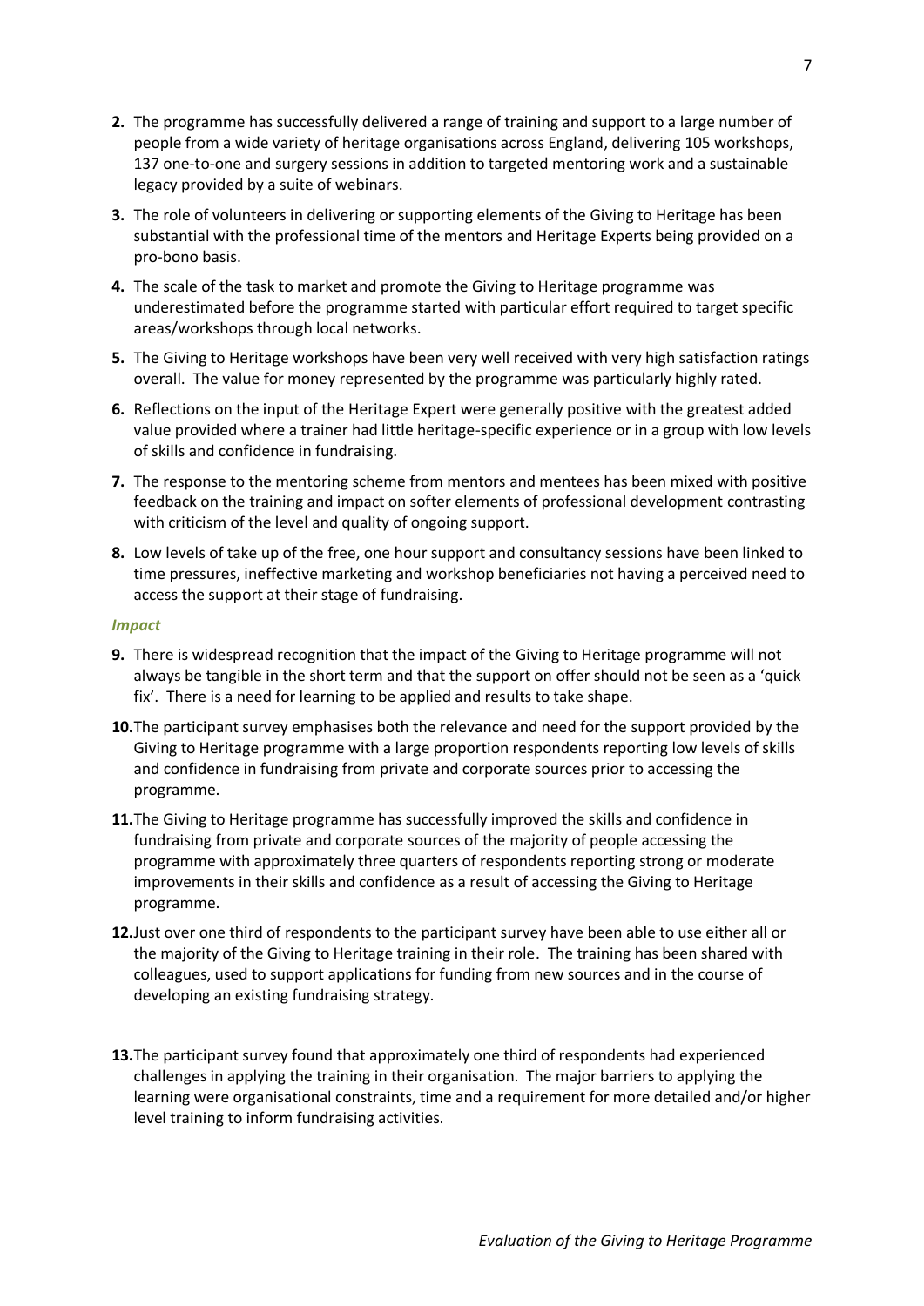2. The programme has successfully delivered a range of training and support to a large number of people from a wide variety of heritage organisations across England, delivering 105 workshops, 137 one-to-one and surgery sessions in addition to targeted mentoring work and a sustainable legacy provided by a suite of webinars.
3. The role of volunteers in delivering or supporting elements of the Giving to Heritage has been substantial with the professional time of the mentors and Heritage Experts being provided on a pro-bono basis.
4. The scale of the task to market and promote the Giving to Heritage programme was underestimated before the programme started with particular effort required to target specific areas/workshops through local networks.
5. The Giving to Heritage workshops have been very well received with very high satisfaction ratings overall. The value for money represented by the programme was particularly highly rated.
6. Reflections on the input of the Heritage Expert were generally positive with the greatest added value provided where a trainer had little heritage-specific experience or in a group with low levels of skills and confidence in fundraising.
7. The response to the mentoring scheme from mentors and mentees has been mixed with positive feedback on the training and impact on softer elements of professional development contrasting with criticism of the level and quality of ongoing support.
8. Low levels of take up of the free, one hour support and consultancy sessions have been linked to time pressures, ineffective marketing and workshop beneficiaries not having a perceived need to access the support at their stage of fundraising.

***Impact***

9. There is widespread recognition that the impact of the Giving to Heritage programme will not always be tangible in the short term and that the support on offer should not be seen as a 'quick fix'. There is a need for learning to be applied and results to take shape.
10. The participant survey emphasises both the relevance and need for the support provided by the Giving to Heritage programme with a large proportion respondents reporting low levels of skills and confidence in fundraising from private and corporate sources prior to accessing the programme.
11. The Giving to Heritage programme has successfully improved the skills and confidence in fundraising from private and corporate sources of the majority of people accessing the programme with approximately three quarters of respondents reporting strong or moderate improvements in their skills and confidence as a result of accessing the Giving to Heritage programme.
12. Just over one third of respondents to the participant survey have been able to use either all or the majority of the Giving to Heritage training in their role. The training has been shared with colleagues, used to support applications for funding from new sources and in the course of developing an existing fundraising strategy.
13. The participant survey found that approximately one third of respondents had experienced challenges in applying the training in their organisation. The major barriers to applying the learning were organisational constraints, time and a requirement for more detailed and/or higher level training to inform fundraising activities.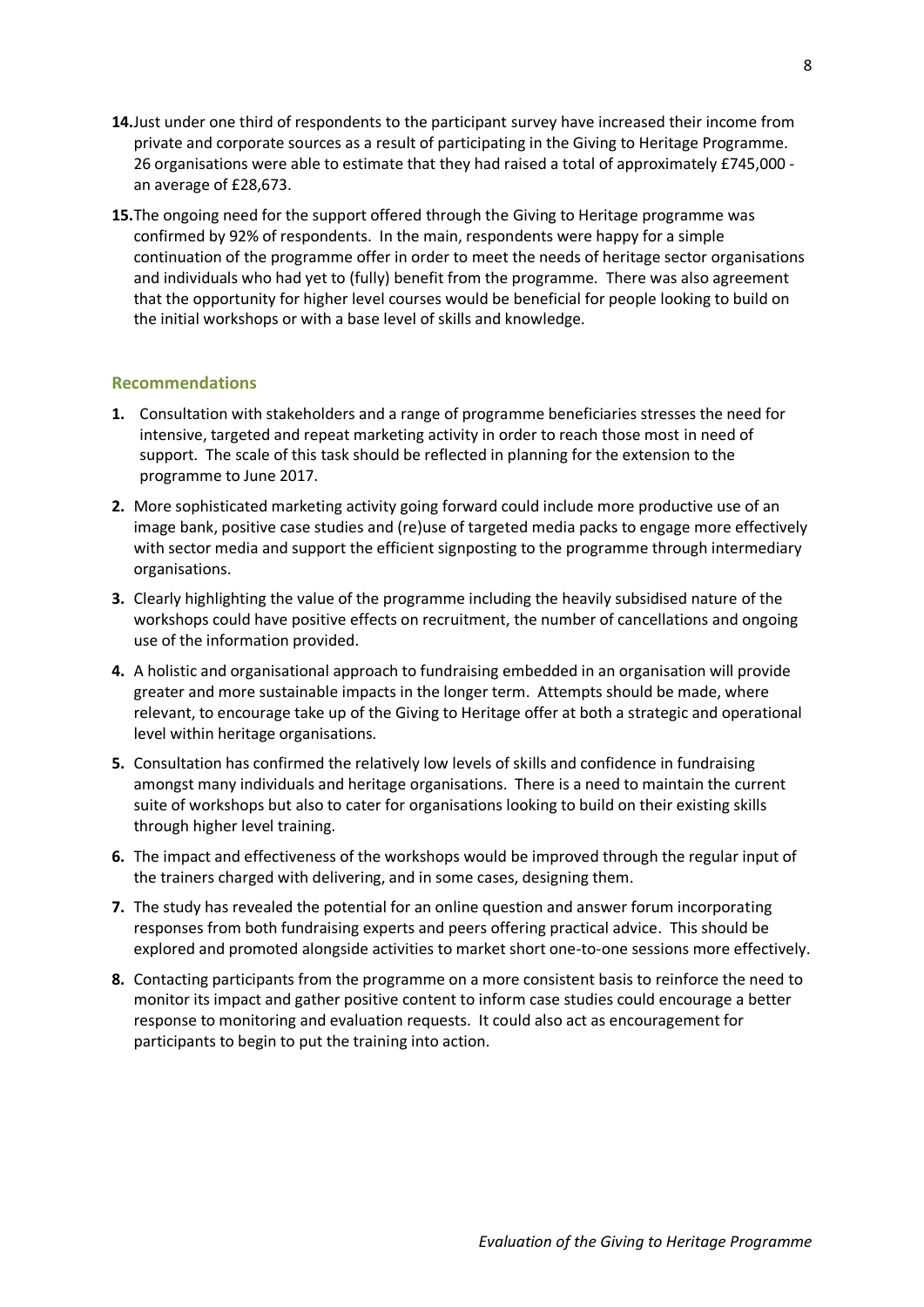14. Just under one third of respondents to the participant survey have increased their income from private and corporate sources as a result of participating in the Giving to Heritage Programme. 26 organisations were able to estimate that they had raised a total of approximately £745,000 - an average of £28,673.

15. The ongoing need for the support offered through the Giving to Heritage programme was confirmed by 92% of respondents. In the main, respondents were happy for a simple continuation of the programme offer in order to meet the needs of heritage sector organisations and individuals who had yet to (fully) benefit from the programme. There was also agreement that the opportunity for higher level courses would be beneficial for people looking to build on the initial workshops or with a base level of skills and knowledge.

## Recommendations

1. Consultation with stakeholders and a range of programme beneficiaries stresses the need for intensive, targeted and repeat marketing activity in order to reach those most in need of support. The scale of this task should be reflected in planning for the extension to the programme to June 2017.

2. More sophisticated marketing activity going forward could include more productive use of an image bank, positive case studies and (re)use of targeted media packs to engage more effectively with sector media and support the efficient signposting to the programme through intermediary organisations.

3. Clearly highlighting the value of the programme including the heavily subsidised nature of the workshops could have positive effects on recruitment, the number of cancellations and ongoing use of the information provided.

4. A holistic and organisational approach to fundraising embedded in an organisation will provide greater and more sustainable impacts in the longer term. Attempts should be made, where relevant, to encourage take up of the Giving to Heritage offer at both a strategic and operational level within heritage organisations.

5. Consultation has confirmed the relatively low levels of skills and confidence in fundraising amongst many individuals and heritage organisations. There is a need to maintain the current suite of workshops but also to cater for organisations looking to build on their existing skills through higher level training.

6. The impact and effectiveness of the workshops would be improved through the regular input of the trainers charged with delivering, and in some cases, designing them.

7. The study has revealed the potential for an online question and answer forum incorporating responses from both fundraising experts and peers offering practical advice. This should be explored and promoted alongside activities to market short one-to-one sessions more effectively.

8. Contacting participants from the programme on a more consistent basis to reinforce the need to monitor its impact and gather positive content to inform case studies could encourage a better response to monitoring and evaluation requests. It could also act as encouragement for participants to begin to put the training into action.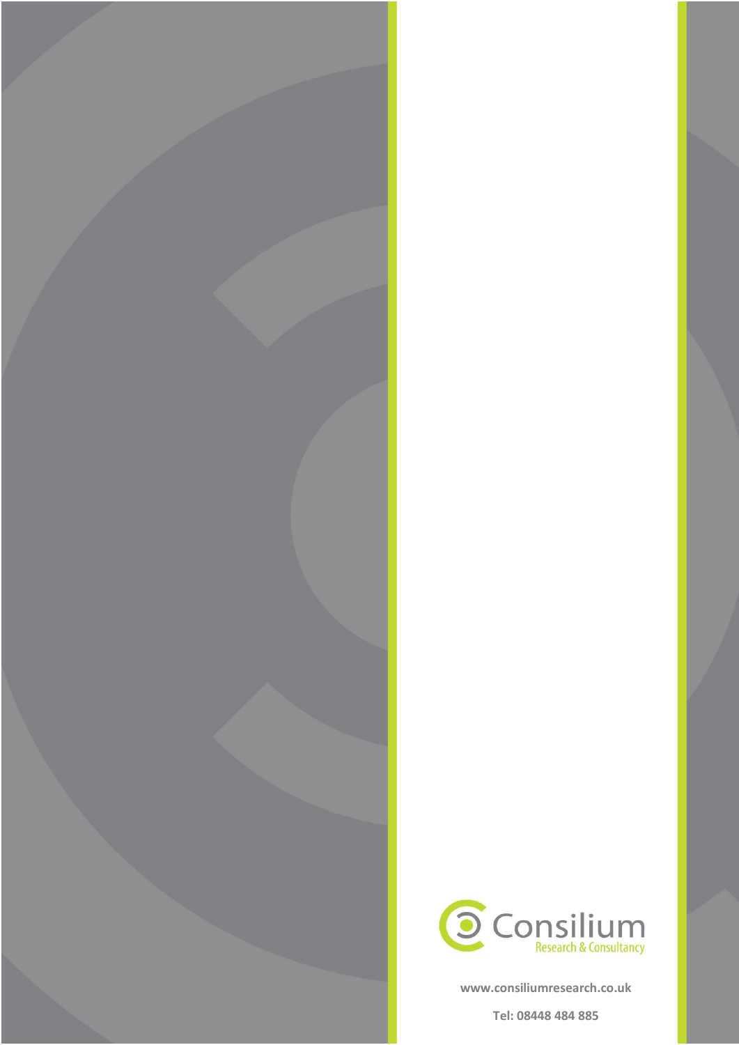Consilium

Research & Consultancy

www.consiliumresearch.co.uk

Tel: 08448 484 885